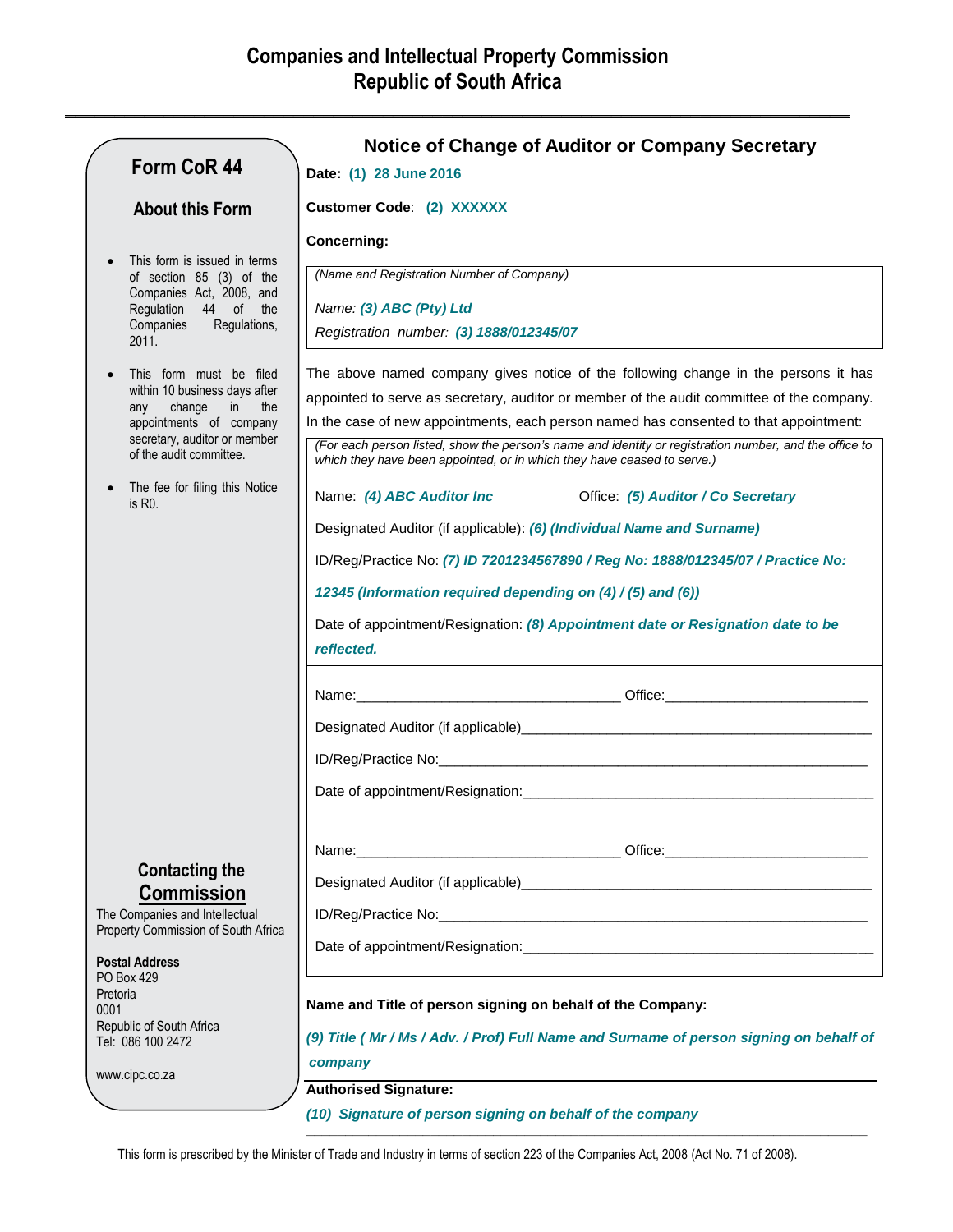# Companies and Intellectual Property Commission
# Republic of South Africa

## Form CoR 44

### About this Form

- This form is issued in terms of section 85 (3) of the Companies Act, 2008, and Regulation 44 of the Companies Regulations, 2011.
- This form must be filed within 10 business days after any change in the appointments of company secretary, auditor or member of the audit committee.
- The fee for filing this Notice is R0.

### Contacting the Commission

The Companies and Intellectual Property Commission of South Africa

**Postal Address**
PO Box 429
Pretoria
0001
Republic of South Africa
Tel: 086 100 2472

www.cipc.co.za

## Notice of Change of Auditor or Company Secretary

**Date:** **(1) 28 June 2016**

**Customer Code**: **(2) XXXXXX**

**Concerning:**

*(Name and Registration Number of Company)*

*Name:* ***(3) ABC (Pty) Ltd***

*Registration number:* ***(3) 1888/012345/07***

The above named company gives notice of the following change in the persons it has appointed to serve as secretary, auditor or member of the audit committee of the company. In the case of new appointments, each person named has consented to that appointment:

*(For each person listed, show the person's name and identity or registration number, and the office to which they have been appointed, or in which they have ceased to serve.)*

Name: ***(4) ABC Auditor Inc*** Office: ***(5) Auditor / Co Secretary***

Designated Auditor (if applicable): ***(6) (Individual Name and Surname)***

ID/Reg/Practice No: ***(7) ID 7201234567890 / Reg No: 1888/012345/07 / Practice No: 12345 (Information required depending on (4) / (5) and (6))***

Date of appointment/Resignation: ***(8) Appointment date or Resignation date to be reflected.***

---

Name:__________________________________ Office:___________________________

Designated Auditor (if applicable)_______________________________________________

ID/Reg/Practice No:__________________________________________________________

Date of appointment/Resignation:_______________________________________________

---

Name:__________________________________ Office:___________________________

Designated Auditor (if applicable)_______________________________________________

ID/Reg/Practice No:__________________________________________________________

Date of appointment/Resignation:_______________________________________________

---

**Name and Title of person signing on behalf of the Company:**

***(9) Title ( Mr / Ms / Adv. / Prof) Full Name and Surname of person signing on behalf of company***

**Authorised Signature:**

***(10) Signature of person signing on behalf of the company***

This form is prescribed by the Minister of Trade and Industry in terms of section 223 of the Companies Act, 2008 (Act No. 71 of 2008).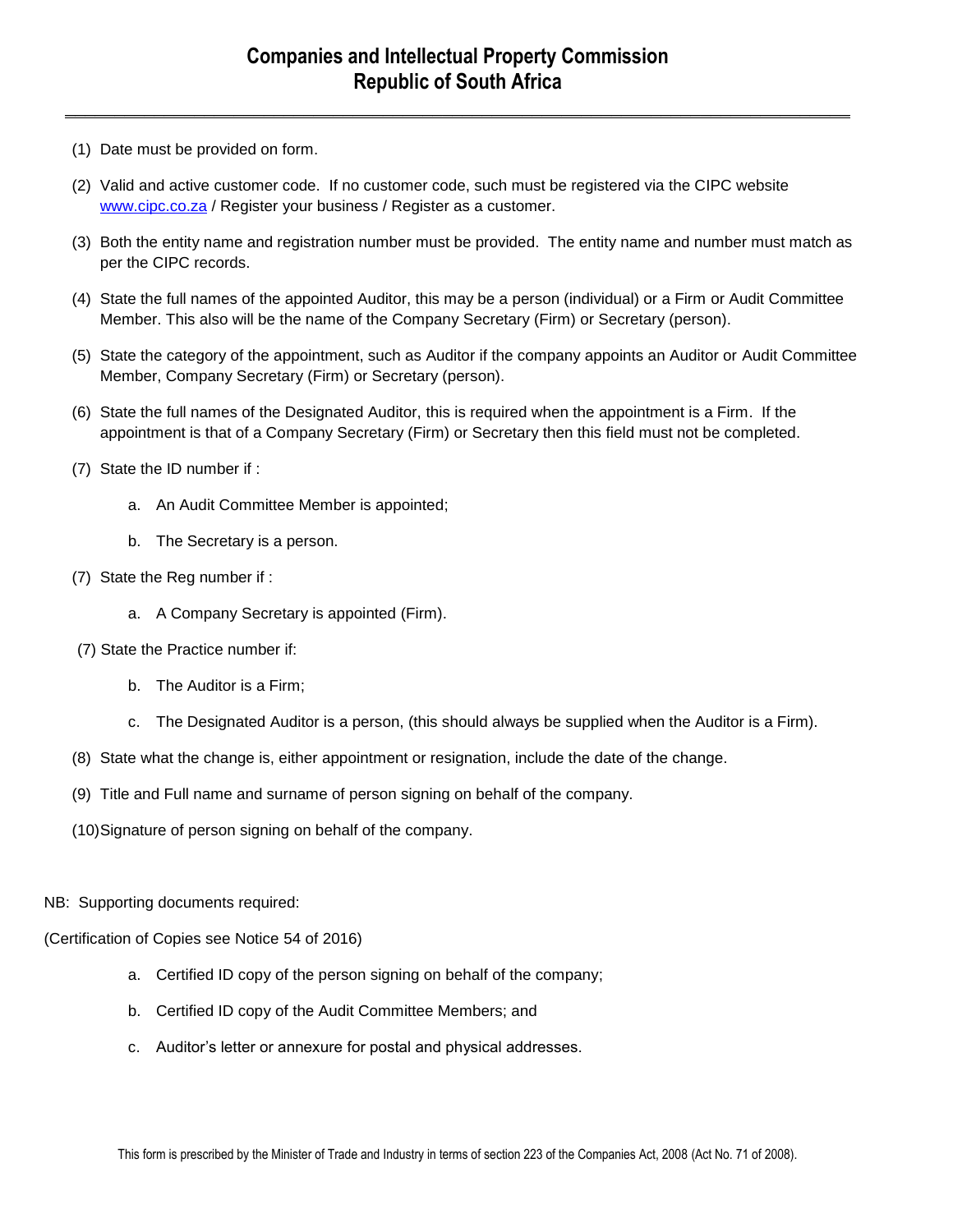# Companies and Intellectual Property Commission
# Republic of South Africa

(1) Date must be provided on form.

(2) Valid and active customer code. If no customer code, such must be registered via the CIPC website www.cipc.co.za / Register your business / Register as a customer.

(3) Both the entity name and registration number must be provided. The entity name and number must match as per the CIPC records.

(4) State the full names of the appointed Auditor, this may be a person (individual) or a Firm or Audit Committee Member. This also will be the name of the Company Secretary (Firm) or Secretary (person).

(5) State the category of the appointment, such as Auditor if the company appoints an Auditor or Audit Committee Member, Company Secretary (Firm) or Secretary (person).

(6) State the full names of the Designated Auditor, this is required when the appointment is a Firm. If the appointment is that of a Company Secretary (Firm) or Secretary then this field must not be completed.

(7) State the ID number if :

   a. An Audit Committee Member is appointed;

   b. The Secretary is a person.

(7) State the Reg number if :

   a. A Company Secretary is appointed (Firm).

(7) State the Practice number if:

   b. The Auditor is a Firm;

   c. The Designated Auditor is a person, (this should always be supplied when the Auditor is a Firm).

(8) State what the change is, either appointment or resignation, include the date of the change.

(9) Title and Full name and surname of person signing on behalf of the company.

(10) Signature of person signing on behalf of the company.

NB: Supporting documents required:

(Certification of Copies see Notice 54 of 2016)

   a. Certified ID copy of the person signing on behalf of the company;

   b. Certified ID copy of the Audit Committee Members; and

   c. Auditor's letter or annexure for postal and physical addresses.

This form is prescribed by the Minister of Trade and Industry in terms of section 223 of the Companies Act, 2008 (Act No. 71 of 2008).